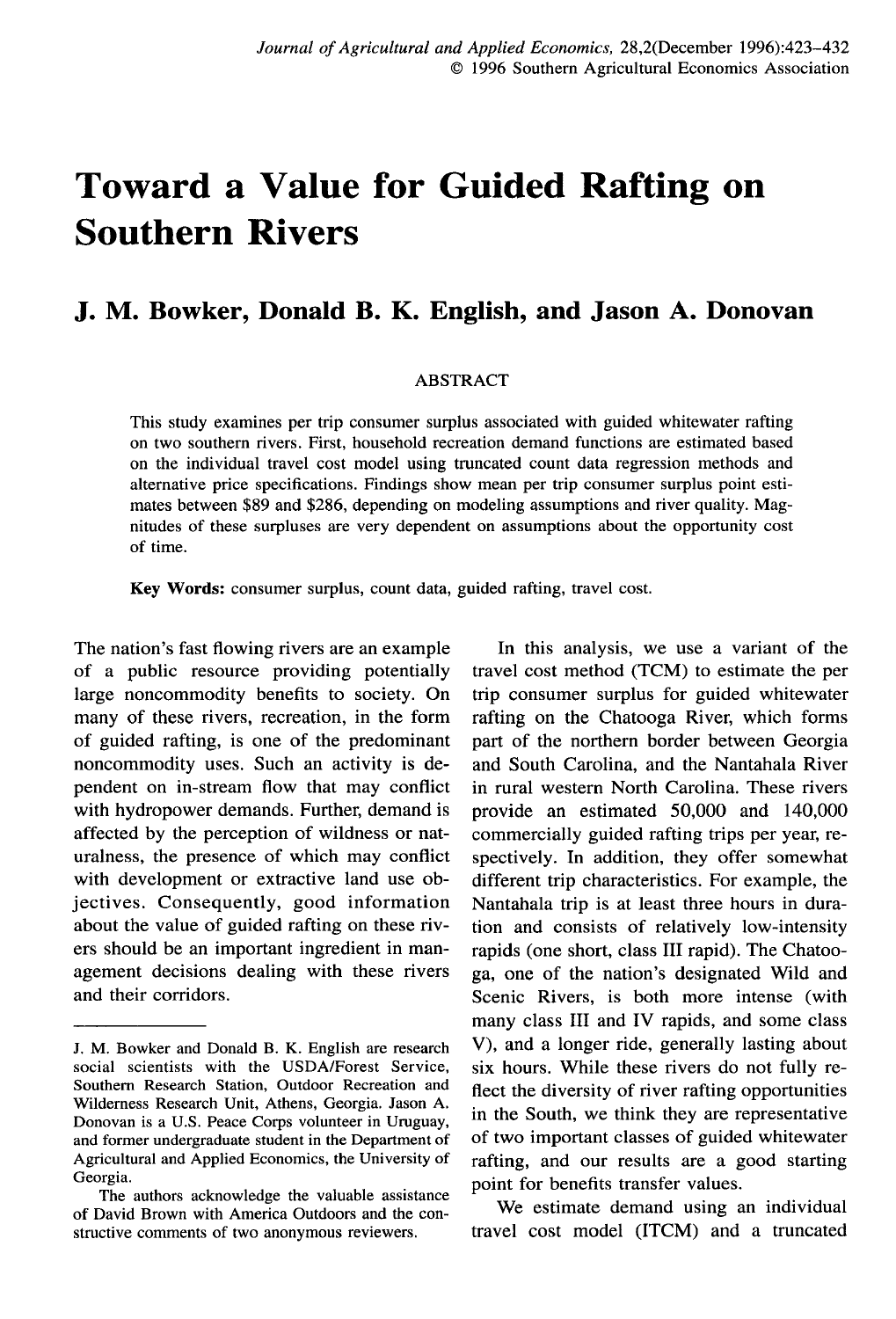# Toward a Value for Guided Rafting on Southern Rivers

## J. M. Bowker, Donald B. K. English, and Jason A. Donovan

### ABSTRACT

This study examines per trip consumer surplus associated with guided whitewater rafting on two southern rivers. First, household recreation demand functions are estimated based on the individual travel cost model using truncated count data regression methods and alternative price specifications. Findings show mean per trip consumer surplus point estimates between $89 and $286, depending on modeling assumptions and river quality. Magnitudes of these surpluses are very dependent on assumptions about the opportunity cost of time.

**Key Words:** consumer surplus, count data, guided rafting, travel cost.

The nation's fast flowing rivers are an example of a public resource providing potentially large noncommodity benefits to society. On many of these rivers, recreation, in the form of guided rafting, is one of the predominant noncommodity uses. Such an activity is dependent on in-stream flow that may conflict with hydropower demands. Further, demand is affected by the perception of wildness or naturalness, the presence of which may conflict with development or extractive land use objectives. Consequently, good information about the value of guided rafting on these rivers should be an important ingredient in management decisions dealing with these rivers and their corridors.

In this analysis, we use a variant of the travel cost method (TCM) to estimate the per trip consumer surplus for guided whitewater rafting on the Chatooga River, which forms part of the northern border between Georgia and South Carolina, and the Nantahala River in rural western North Carolina. These rivers provide an estimated 50,000 and 140,000 commercially guided rafting trips per year, respectively. In addition, they offer somewhat different trip characteristics. For example, the Nantahala trip is at least three hours in duration and consists of relatively low-intensity rapids (one short, class III rapid). The Chatooga, one of the nation's designated Wild and Scenic Rivers, is both more intense (with many class III and IV rapids, and some class V), and a longer ride, generally lasting about six hours. While these rivers do not fully reflect the diversity of river rafting opportunities in the South, we think they are representative of two important classes of guided whitewater rafting, and our results are a good starting point for benefits transfer values.

We estimate demand using an individual travel cost model (ITCM) and a truncated

---

J. M. Bowker and Donald B. K. English are research social scientists with the USDA/Forest Service, Southern Research Station, Outdoor Recreation and Wilderness Research Unit, Athens, Georgia. Jason A. Donovan is a U.S. Peace Corps volunteer in Uruguay, and former undergraduate student in the Department of Agricultural and Applied Economics, the University of Georgia.

The authors acknowledge the valuable assistance of David Brown with America Outdoors and the constructive comments of two anonymous reviewers.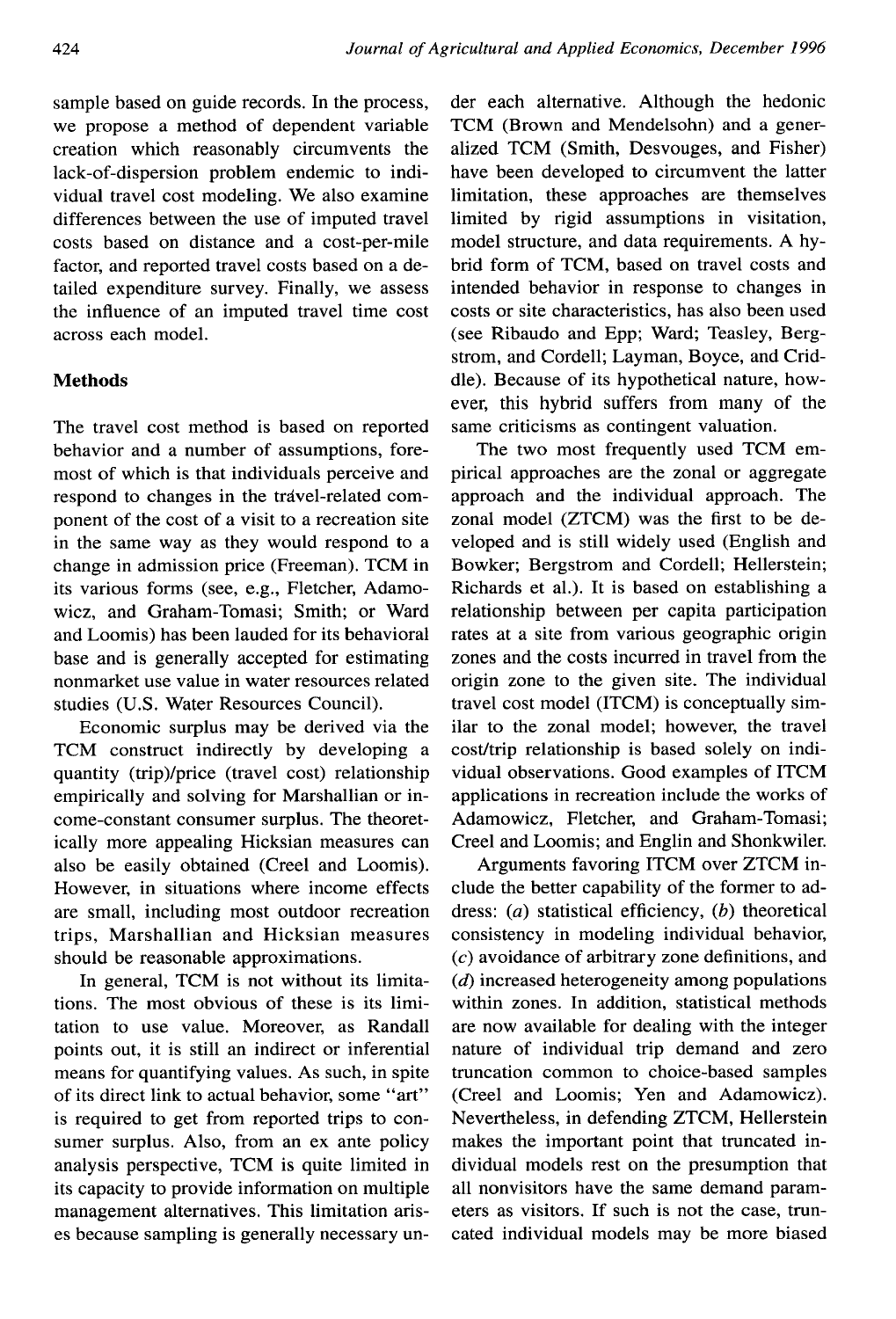sample based on guide records. In the process, we propose a method of dependent variable creation which reasonably circumvents the lack-of-dispersion problem endemic to individual travel cost modeling. We also examine differences between the use of imputed travel costs based on distance and a cost-per-mile factor, and reported travel costs based on a detailed expenditure survey. Finally, we assess the influence of an imputed travel time cost across each model.

## Methods

The travel cost method is based on reported behavior and a number of assumptions, foremost of which is that individuals perceive and respond to changes in the travel-related component of the cost of a visit to a recreation site in the same way as they would respond to a change in admission price (Freeman). TCM in its various forms (see, e.g., Fletcher, Adamowicz, and Graham-Tomasi; Smith; or Ward and Loomis) has been lauded for its behavioral base and is generally accepted for estimating nonmarket use value in water resources related studies (U.S. Water Resources Council).

Economic surplus may be derived via the TCM construct indirectly by developing a quantity (trip)/price (travel cost) relationship empirically and solving for Marshallian or income-constant consumer surplus. The theoretically more appealing Hicksian measures can also be easily obtained (Creel and Loomis). However, in situations where income effects are small, including most outdoor recreation trips, Marshallian and Hicksian measures should be reasonable approximations.

In general, TCM is not without its limitations. The most obvious of these is its limitation to use value. Moreover, as Randall points out, it is still an indirect or inferential means for quantifying values. As such, in spite of its direct link to actual behavior, some "art" is required to get from reported trips to consumer surplus. Also, from an ex ante policy analysis perspective, TCM is quite limited in its capacity to provide information on multiple management alternatives. This limitation arises because sampling is generally necessary under each alternative. Although the hedonic TCM (Brown and Mendelsohn) and a generalized TCM (Smith, Desvouges, and Fisher) have been developed to circumvent the latter limitation, these approaches are themselves limited by rigid assumptions in visitation, model structure, and data requirements. A hybrid form of TCM, based on travel costs and intended behavior in response to changes in costs or site characteristics, has also been used (see Ribaudo and Epp; Ward; Teasley, Bergstrom, and Cordell; Layman, Boyce, and Criddle). Because of its hypothetical nature, however, this hybrid suffers from many of the same criticisms as contingent valuation.

The two most frequently used TCM empirical approaches are the zonal or aggregate approach and the individual approach. The zonal model (ZTCM) was the first to be developed and is still widely used (English and Bowker; Bergstrom and Cordell; Hellerstein; Richards et al.). It is based on establishing a relationship between per capita participation rates at a site from various geographic origin zones and the costs incurred in travel from the origin zone to the given site. The individual travel cost model (ITCM) is conceptually similar to the zonal model; however, the travel cost/trip relationship is based solely on individual observations. Good examples of ITCM applications in recreation include the works of Adamowicz, Fletcher, and Graham-Tomasi; Creel and Loomis; and Englin and Shonkwiler.

Arguments favoring ITCM over ZTCM include the better capability of the former to address: (*a*) statistical efficiency, (*b*) theoretical consistency in modeling individual behavior, (*c*) avoidance of arbitrary zone definitions, and (*d*) increased heterogeneity among populations within zones. In addition, statistical methods are now available for dealing with the integer nature of individual trip demand and zero truncation common to choice-based samples (Creel and Loomis; Yen and Adamowicz). Nevertheless, in defending ZTCM, Hellerstein makes the important point that truncated individual models rest on the presumption that all nonvisitors have the same demand parameters as visitors. If such is not the case, truncated individual models may be more biased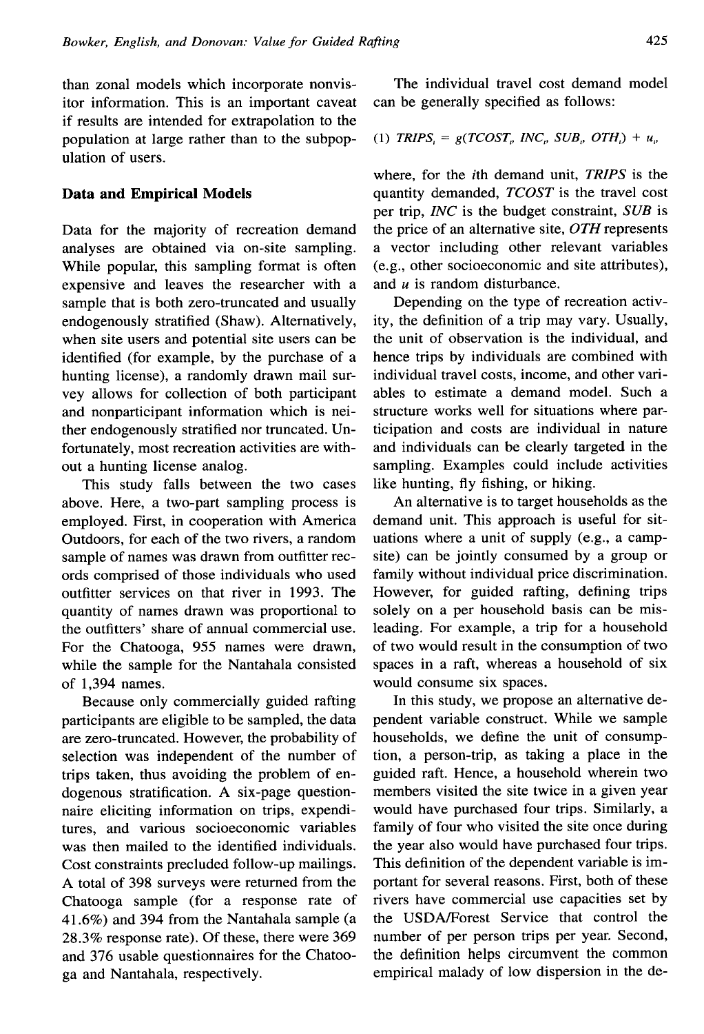than zonal models which incorporate nonvisitor information. This is an important caveat if results are intended for extrapolation to the population at large rather than to the subpopulation of users.

## Data and Empirical Models

Data for the majority of recreation demand analyses are obtained via on-site sampling. While popular, this sampling format is often expensive and leaves the researcher with a sample that is both zero-truncated and usually endogenously stratified (Shaw). Alternatively, when site users and potential site users can be identified (for example, by the purchase of a hunting license), a randomly drawn mail survey allows for collection of both participant and nonparticipant information which is neither endogenously stratified nor truncated. Unfortunately, most recreation activities are without a hunting license analog.

This study falls between the two cases above. Here, a two-part sampling process is employed. First, in cooperation with America Outdoors, for each of the two rivers, a random sample of names was drawn from outfitter records comprised of those individuals who used outfitter services on that river in 1993. The quantity of names drawn was proportional to the outfitters' share of annual commercial use. For the Chatooga, 955 names were drawn, while the sample for the Nantahala consisted of 1,394 names.

Because only commercially guided rafting participants are eligible to be sampled, the data are zero-truncated. However, the probability of selection was independent of the number of trips taken, thus avoiding the problem of endogenous stratification. A six-page questionnaire eliciting information on trips, expenditures, and various socioeconomic variables was then mailed to the identified individuals. Cost constraints precluded follow-up mailings. A total of 398 surveys were returned from the Chatooga sample (for a response rate of 41.6%) and 394 from the Nantahala sample (a 28.3% response rate). Of these, there were 369 and 376 usable questionnaires for the Chatooga and Nantahala, respectively.

The individual travel cost demand model can be generally specified as follows:

$$(1)\quad TRIPS_i = g(TCOST_i, INC_i, SUB_i, OTH_i) + u_i,$$

where, for the $i$th demand unit, $TRIPS$ is the quantity demanded, $TCOST$ is the travel cost per trip, $INC$ is the budget constraint, $SUB$ is the price of an alternative site, $OTH$ represents a vector including other relevant variables (e.g., other socioeconomic and site attributes), and $u$ is random disturbance.

Depending on the type of recreation activity, the definition of a trip may vary. Usually, the unit of observation is the individual, and hence trips by individuals are combined with individual travel costs, income, and other variables to estimate a demand model. Such a structure works well for situations where participation and costs are individual in nature and individuals can be clearly targeted in the sampling. Examples could include activities like hunting, fly fishing, or hiking.

An alternative is to target households as the demand unit. This approach is useful for situations where a unit of supply (e.g., a campsite) can be jointly consumed by a group or family without individual price discrimination. However, for guided rafting, defining trips solely on a per household basis can be misleading. For example, a trip for a household of two would result in the consumption of two spaces in a raft, whereas a household of six would consume six spaces.

In this study, we propose an alternative dependent variable construct. While we sample households, we define the unit of consumption, a person-trip, as taking a place in the guided raft. Hence, a household wherein two members visited the site twice in a given year would have purchased four trips. Similarly, a family of four who visited the site once during the year also would have purchased four trips. This definition of the dependent variable is important for several reasons. First, both of these rivers have commercial use capacities set by the USDA/Forest Service that control the number of per person trips per year. Second, the definition helps circumvent the common empirical malady of low dispersion in the de-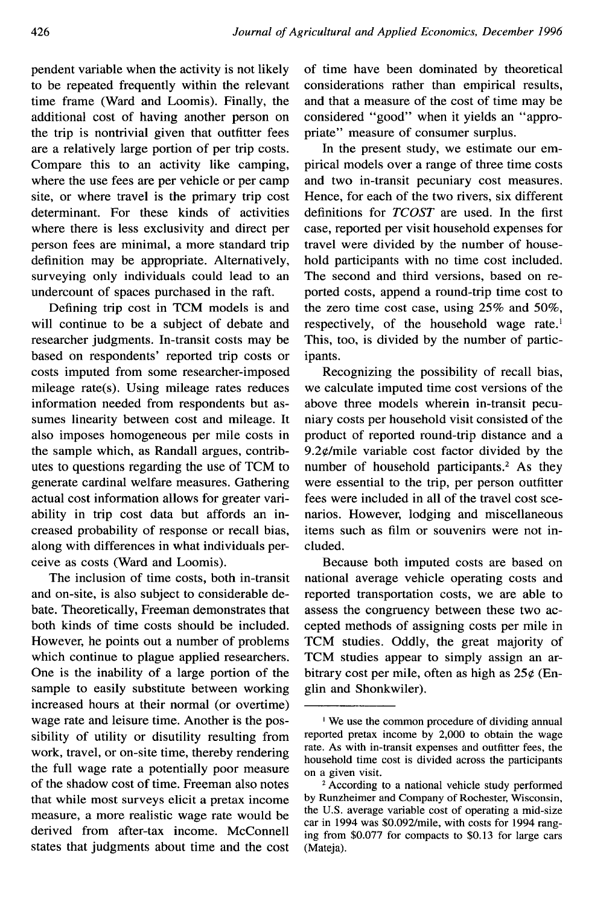pendent variable when the activity is not likely to be repeated frequently within the relevant time frame (Ward and Loomis). Finally, the additional cost of having another person on the trip is nontrivial given that outfitter fees are a relatively large portion of per trip costs. Compare this to an activity like camping, where the use fees are per vehicle or per camp site, or where travel is the primary trip cost determinant. For these kinds of activities where there is less exclusivity and direct per person fees are minimal, a more standard trip definition may be appropriate. Alternatively, surveying only individuals could lead to an undercount of spaces purchased in the raft.

Defining trip cost in TCM models is and will continue to be a subject of debate and researcher judgments. In-transit costs may be based on respondents' reported trip costs or costs imputed from some researcher-imposed mileage rate(s). Using mileage rates reduces information needed from respondents but assumes linearity between cost and mileage. It also imposes homogeneous per mile costs in the sample which, as Randall argues, contributes to questions regarding the use of TCM to generate cardinal welfare measures. Gathering actual cost information allows for greater variability in trip cost data but affords an increased probability of response or recall bias, along with differences in what individuals perceive as costs (Ward and Loomis).

The inclusion of time costs, both in-transit and on-site, is also subject to considerable debate. Theoretically, Freeman demonstrates that both kinds of time costs should be included. However, he points out a number of problems which continue to plague applied researchers. One is the inability of a large portion of the sample to easily substitute between working increased hours at their normal (or overtime) wage rate and leisure time. Another is the possibility of utility or disutility resulting from work, travel, or on-site time, thereby rendering the full wage rate a potentially poor measure of the shadow cost of time. Freeman also notes that while most surveys elicit a pretax income measure, a more realistic wage rate would be derived from after-tax income. McConnell states that judgments about time and the cost of time have been dominated by theoretical considerations rather than empirical results, and that a measure of the cost of time may be considered "good" when it yields an "appropriate" measure of consumer surplus.

In the present study, we estimate our empirical models over a range of three time costs and two in-transit pecuniary cost measures. Hence, for each of the two rivers, six different definitions for *TCOST* are used. In the first case, reported per visit household expenses for travel were divided by the number of household participants with no time cost included. The second and third versions, based on reported costs, append a round-trip time cost to the zero time cost case, using 25% and 50%, respectively, of the household wage rate.[1] This, too, is divided by the number of participants.

Recognizing the possibility of recall bias, we calculate imputed time cost versions of the above three models wherein in-transit pecuniary costs per household visit consisted of the product of reported round-trip distance and a 9.2¢/mile variable cost factor divided by the number of household participants.[2] As they were essential to the trip, per person outfitter fees were included in all of the travel cost scenarios. However, lodging and miscellaneous items such as film or souvenirs were not included.

Because both imputed costs are based on national average vehicle operating costs and reported transportation costs, we are able to assess the congruency between these two accepted methods of assigning costs per mile in TCM studies. Oddly, the great majority of TCM studies appear to simply assign an arbitrary cost per mile, often as high as 25¢ (Englin and Shonkwiler).

---

[1] We use the common procedure of dividing annual reported pretax income by 2,000 to obtain the wage rate. As with in-transit expenses and outfitter fees, the household time cost is divided across the participants on a given visit.

[2] According to a national vehicle study performed by Runzheimer and Company of Rochester, Wisconsin, the U.S. average variable cost of operating a mid-size car in 1994 was \$0.092/mile, with costs for 1994 ranging from \$0.077 for compacts to \$0.13 for large cars (Mateja).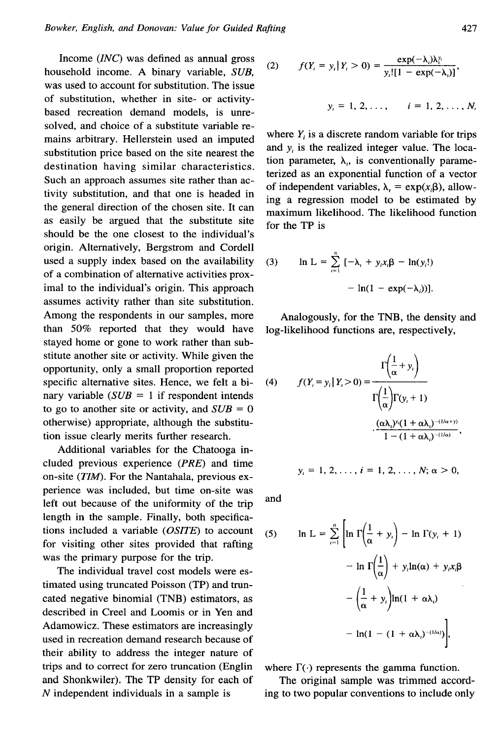Income (*INC*) was defined as annual gross household income. A binary variable, *SUB*, was used to account for substitution. The issue of substitution, whether in site- or activity-based recreation demand models, is unresolved, and choice of a substitute variable remains arbitrary. Hellerstein used an imputed substitution price based on the site nearest the destination having similar characteristics. Such an approach assumes site rather than activity substitution, and that one is headed in the general direction of the chosen site. It can as easily be argued that the substitute site should be the one closest to the individual's origin. Alternatively, Bergstrom and Cordell used a supply index based on the availability of a combination of alternative activities proximal to the individual's origin. This approach assumes activity rather than site substitution. Among the respondents in our samples, more than 50% reported that they would have stayed home or gone to work rather than substitute another site or activity. While given the opportunity, only a small proportion reported specific alternative sites. Hence, we felt a binary variable (*SUB* = 1 if respondent intends to go to another site or activity, and *SUB* = 0 otherwise) appropriate, although the substitution issue clearly merits further research.

Additional variables for the Chatooga included previous experience (*PRE*) and time on-site (*TIM*). For the Nantahala, previous experience was included, but time on-site was left out because of the uniformity of the trip length in the sample. Finally, both specifications included a variable (*OSITE*) to account for visiting other sites provided that rafting was the primary purpose for the trip.

The individual travel cost models were estimated using truncated Poisson (TP) and truncated negative binomial (TNB) estimators, as described in Creel and Loomis or in Yen and Adamowicz. These estimators are increasingly used in recreation demand research because of their ability to address the integer nature of trips and to correct for zero truncation (Englin and Shonkwiler). The TP density for each of $N$ independent individuals in a sample is

$$f(Y_i = y_i \mid Y_i > 0) = \frac{\exp(-\lambda_i)\lambda_i^{y_i}}{y_i![1 - \exp(-\lambda_i)]}, \tag{2}$$

$$y_i = 1, 2, \ldots, \qquad i = 1, 2, \ldots, N,$$

where $Y_i$ is a discrete random variable for trips and $y_i$ is the realized integer value. The location parameter, $\lambda_i$, is conventionally parameterized as an exponential function of a vector of independent variables, $\lambda_i = \exp(x_i\beta)$, allowing a regression model to be estimated by maximum likelihood. The likelihood function for the TP is

$$\ln L = \sum_{i=1}^{n} [-\lambda_i + y_i x_i \beta - \ln(y_i!) - \ln(1 - \exp(-\lambda_i))]. \tag{3}$$

Analogously, for the TNB, the density and log-likelihood functions are, respectively,

$$f(Y_i = y_i \mid Y_i > 0) = \frac{\Gamma\left(\frac{1}{\alpha} + y_i\right)}{\Gamma\left(\frac{1}{\alpha}\right)\Gamma(y_i + 1)} \cdot \frac{(\alpha\lambda_i)^{y_i}(1 + \alpha\lambda_i)^{-(1/\alpha + y_i)}}{1 - (1 + \alpha\lambda_i)^{-(1/\alpha)}}, \tag{4}$$

$$y_i = 1, 2, \ldots, i = 1, 2, \ldots, N; \alpha > 0,$$

and

$$\ln L = \sum_{i=1}^{n} \left[\ln \Gamma\left(\frac{1}{\alpha} + y_i\right) - \ln \Gamma(y_i + 1) - \ln \Gamma\left(\frac{1}{\alpha}\right) + y_i \ln(\alpha) + y_i x_i \beta - \left(\frac{1}{\alpha} + y_i\right)\ln(1 + \alpha\lambda_i) - \ln(1 - (1 + \alpha\lambda_i)^{-(1/\alpha)})\right], \tag{5}$$

where $\Gamma(\cdot)$ represents the gamma function.

The original sample was trimmed according to two popular conventions to include only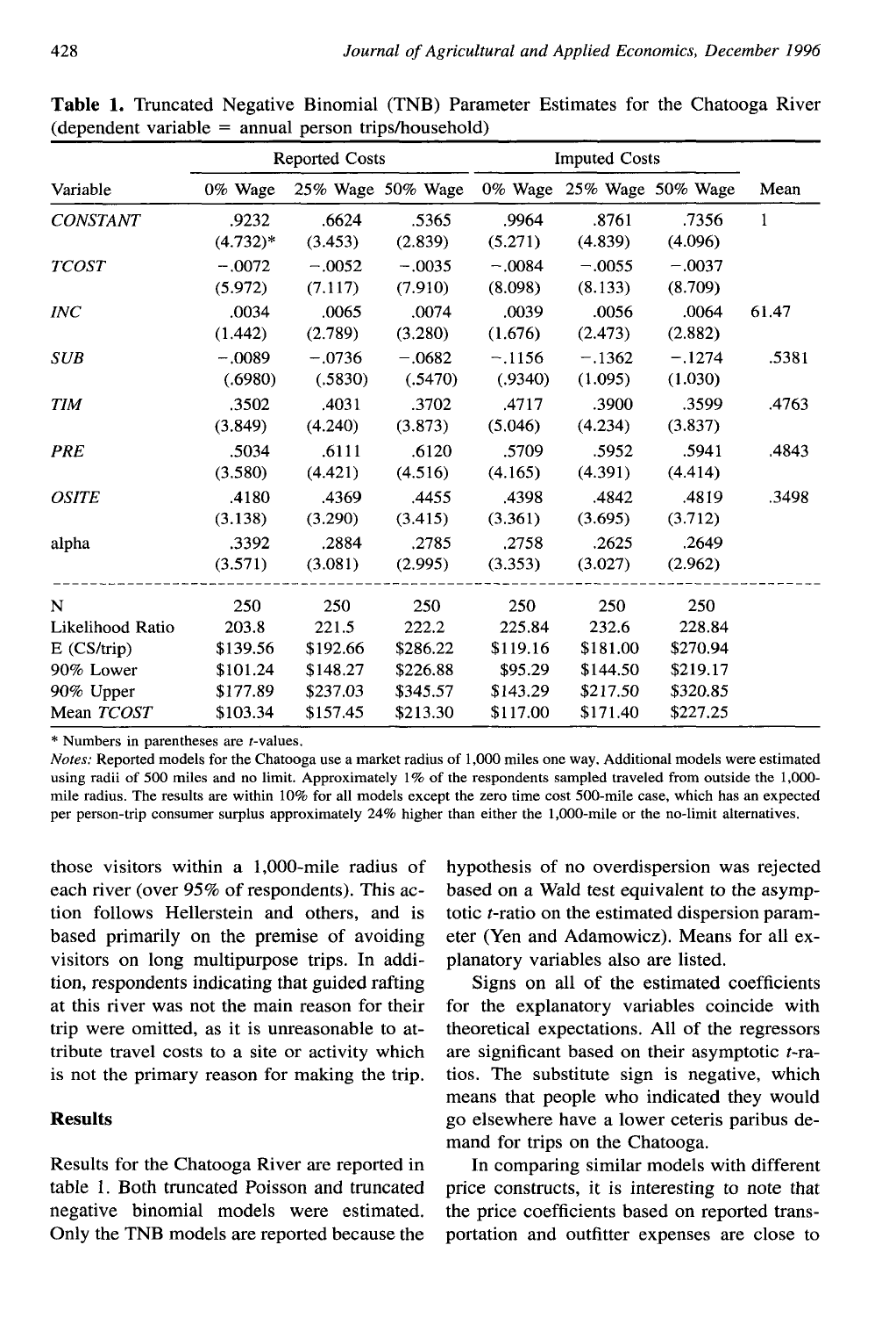**Table 1.** Truncated Negative Binomial (TNB) Parameter Estimates for the Chatooga River (dependent variable = annual person trips/household)

| | Reported Costs | | | Imputed Costs | | | |
|---|---|---|---|---|---|---|---|
| Variable | 0% Wage | 25% Wage | 50% Wage | 0% Wage | 25% Wage | 50% Wage | Mean |
| *CONSTANT* | .9232 (4.732)* | .6624 (3.453) | .5365 (2.839) | .9964 (5.271) | .8761 (4.839) | .7356 (4.096) | 1 |
| *TCOST* | −.0072 (5.972) | −.0052 (7.117) | −.0035 (7.910) | −.0084 (8.098) | −.0055 (8.133) | −.0037 (8.709) | |
| *INC* | .0034 (1.442) | .0065 (2.789) | .0074 (3.280) | .0039 (1.676) | .0056 (2.473) | .0064 (2.882) | 61.47 |
| *SUB* | −.0089 (.6980) | −.0736 (.5830) | −.0682 (.5470) | −.1156 (.9340) | −.1362 (1.095) | −.1274 (1.030) | .5381 |
| *TIM* | .3502 (3.849) | .4031 (4.240) | .3702 (3.873) | .4717 (5.046) | .3900 (4.234) | .3599 (3.837) | .4763 |
| *PRE* | .5034 (3.580) | .6111 (4.421) | .6120 (4.516) | .5709 (4.165) | .5952 (4.391) | .5941 (4.414) | .4843 |
| *OSITE* | .4180 (3.138) | .4369 (3.290) | .4455 (3.415) | .4398 (3.361) | .4842 (3.695) | .4819 (3.712) | .3498 |
| alpha | .3392 (3.571) | .2884 (3.081) | .2785 (2.995) | .2758 (3.353) | .2625 (3.027) | .2649 (2.962) | |
| N | 250 | 250 | 250 | 250 | 250 | 250 | |
| Likelihood Ratio | 203.8 | 221.5 | 222.2 | 225.84 | 232.6 | 228.84 | |
| E (CS/trip) | $139.56 | $192.66 | $286.22 | $119.16 | $181.00 | $270.94 | |
| 90% Lower | $101.24 | $148.27 | $226.88 | $95.29 | $144.50 | $219.17 | |
| 90% Upper | $177.89 | $237.03 | $345.57 | $143.29 | $217.50 | $320.85 | |
| Mean *TCOST* | $103.34 | $157.45 | $213.30 | $117.00 | $171.40 | $227.25 | |

\* Numbers in parentheses are $t$-values.

*Notes:* Reported models for the Chatooga use a market radius of 1,000 miles one way. Additional models were estimated using radii of 500 miles and no limit. Approximately 1% of the respondents sampled traveled from outside the 1,000-mile radius. The results are within 10% for all models except the zero time cost 500-mile case, which has an expected per person-trip consumer surplus approximately 24% higher than either the 1,000-mile or the no-limit alternatives.

those visitors within a 1,000-mile radius of each river (over 95% of respondents). This action follows Hellerstein and others, and is based primarily on the premise of avoiding visitors on long multipurpose trips. In addition, respondents indicating that guided rafting at this river was not the main reason for their trip were omitted, as it is unreasonable to attribute travel costs to a site or activity which is not the primary reason for making the trip.

## Results

Results for the Chatooga River are reported in table 1. Both truncated Poisson and truncated negative binomial models were estimated. Only the TNB models are reported because the hypothesis of no overdispersion was rejected based on a Wald test equivalent to the asymptotic $t$-ratio on the estimated dispersion parameter (Yen and Adamowicz). Means for all explanatory variables also are listed.

Signs on all of the estimated coefficients for the explanatory variables coincide with theoretical expectations. All of the regressors are significant based on their asymptotic $t$-ratios. The substitute sign is negative, which means that people who indicated they would go elsewhere have a lower ceteris paribus demand for trips on the Chatooga.

In comparing similar models with different price constructs, it is interesting to note that the price coefficients based on reported transportation and outfitter expenses are close to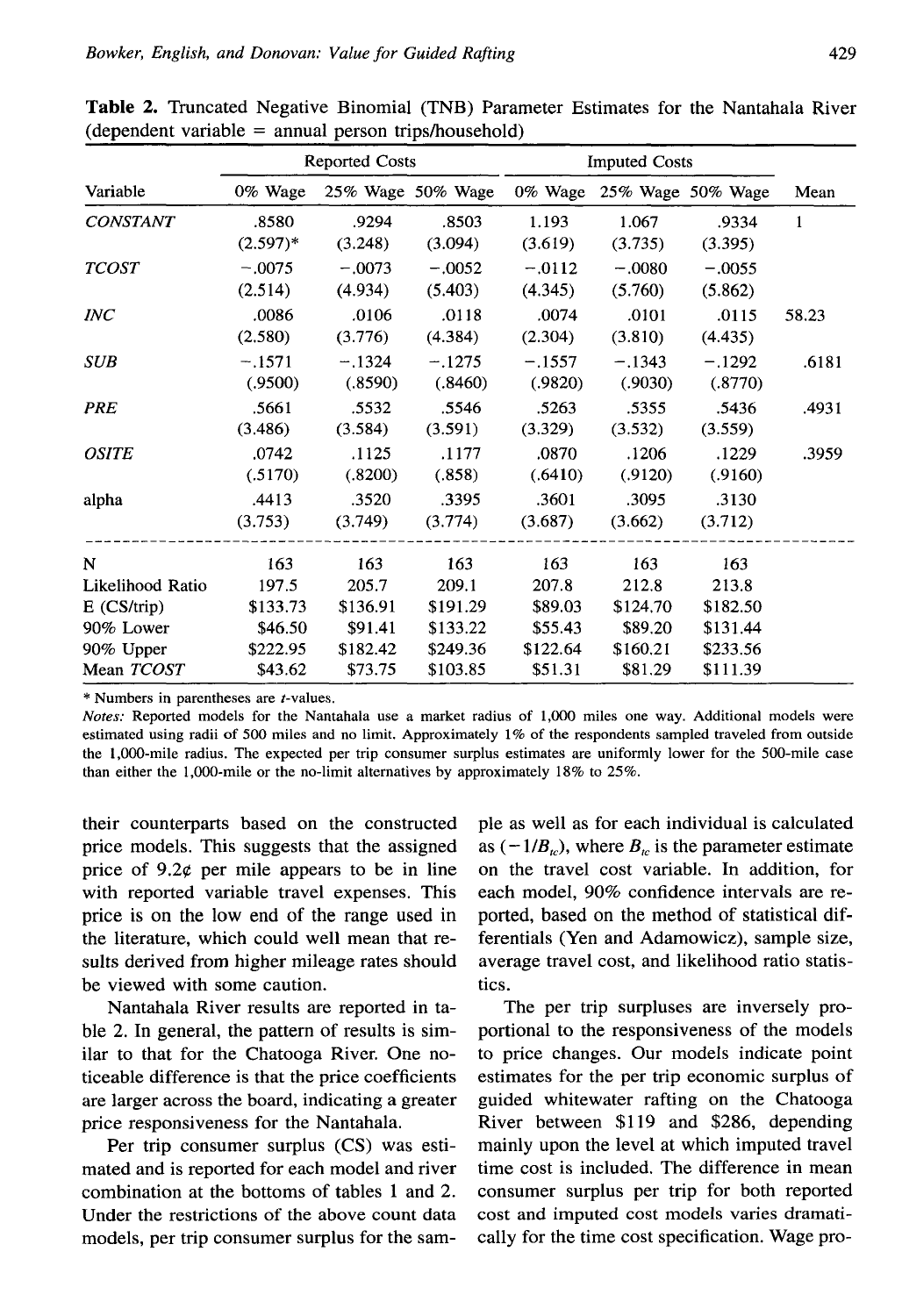**Table 2.** Truncated Negative Binomial (TNB) Parameter Estimates for the Nantahala River (dependent variable = annual person trips/household)

| | Reported Costs | | | Imputed Costs | | | |
|---|---|---|---|---|---|---|---|
| Variable | 0% Wage | 25% Wage | 50% Wage | 0% Wage | 25% Wage | 50% Wage | Mean |
| *CONSTANT* | .8580 | .9294 | .8503 | 1.193 | 1.067 | .9334 | 1 |
| | (2.597)* | (3.248) | (3.094) | (3.619) | (3.735) | (3.395) | |
| *TCOST* | −.0075 | −.0073 | −.0052 | −.0112 | −.0080 | −.0055 | |
| | (2.514) | (4.934) | (5.403) | (4.345) | (5.760) | (5.862) | |
| *INC* | .0086 | .0106 | .0118 | .0074 | .0101 | .0115 | 58.23 |
| | (2.580) | (3.776) | (4.384) | (2.304) | (3.810) | (4.435) | |
| *SUB* | −.1571 | −.1324 | −.1275 | −.1557 | −.1343 | −.1292 | .6181 |
| | (.9500) | (.8590) | (.8460) | (.9820) | (.9030) | (.8770) | |
| *PRE* | .5661 | .5532 | .5546 | .5263 | .5355 | .5436 | .4931 |
| | (3.486) | (3.584) | (3.591) | (3.329) | (3.532) | (3.559) | |
| *OSITE* | .0742 | .1125 | .1177 | .0870 | .1206 | .1229 | .3959 |
| | (.5170) | (.8200) | (.858) | (.6410) | (.9120) | (.9160) | |
| alpha | .4413 | .3520 | .3395 | .3601 | .3095 | .3130 | |
| | (3.753) | (3.749) | (3.774) | (3.687) | (3.662) | (3.712) | |
| N | 163 | 163 | 163 | 163 | 163 | 163 | |
| Likelihood Ratio | 197.5 | 205.7 | 209.1 | 207.8 | 212.8 | 213.8 | |
| E (CS/trip) | $133.73 | $136.91 | $191.29 | $89.03 | $124.70 | $182.50 | |
| 90% Lower | $46.50 | $91.41 | $133.22 | $55.43 | $89.20 | $131.44 | |
| 90% Upper | $222.95 | $182.42 | $249.36 | $122.64 | $160.21 | $233.56 | |
| Mean *TCOST* | $43.62 | $73.75 | $103.85 | $51.31 | $81.29 | $111.39 | |

\* Numbers in parentheses are *t*-values.

*Notes:* Reported models for the Nantahala use a market radius of 1,000 miles one way. Additional models were estimated using radii of 500 miles and no limit. Approximately 1% of the respondents sampled traveled from outside the 1,000-mile radius. The expected per trip consumer surplus estimates are uniformly lower for the 500-mile case than either the 1,000-mile or the no-limit alternatives by approximately 18% to 25%.

their counterparts based on the constructed price models. This suggests that the assigned price of 9.2¢ per mile appears to be in line with reported variable travel expenses. This price is on the low end of the range used in the literature, which could well mean that results derived from higher mileage rates should be viewed with some caution.

Nantahala River results are reported in table 2. In general, the pattern of results is similar to that for the Chatooga River. One noticeable difference is that the price coefficients are larger across the board, indicating a greater price responsiveness for the Nantahala.

Per trip consumer surplus (CS) was estimated and is reported for each model and river combination at the bottoms of tables 1 and 2. Under the restrictions of the above count data models, per trip consumer surplus for the sample as well as for each individual is calculated as $(-1/B_{tc})$, where $B_{tc}$ is the parameter estimate on the travel cost variable. In addition, for each model, 90% confidence intervals are reported, based on the method of statistical differentials (Yen and Adamowicz), sample size, average travel cost, and likelihood ratio statistics.

The per trip surpluses are inversely proportional to the responsiveness of the models to price changes. Our models indicate point estimates for the per trip economic surplus of guided whitewater rafting on the Chatooga River between $119 and $286, depending mainly upon the level at which imputed travel time cost is included. The difference in mean consumer surplus per trip for both reported cost and imputed cost models varies dramatically for the time cost specification. Wage pro-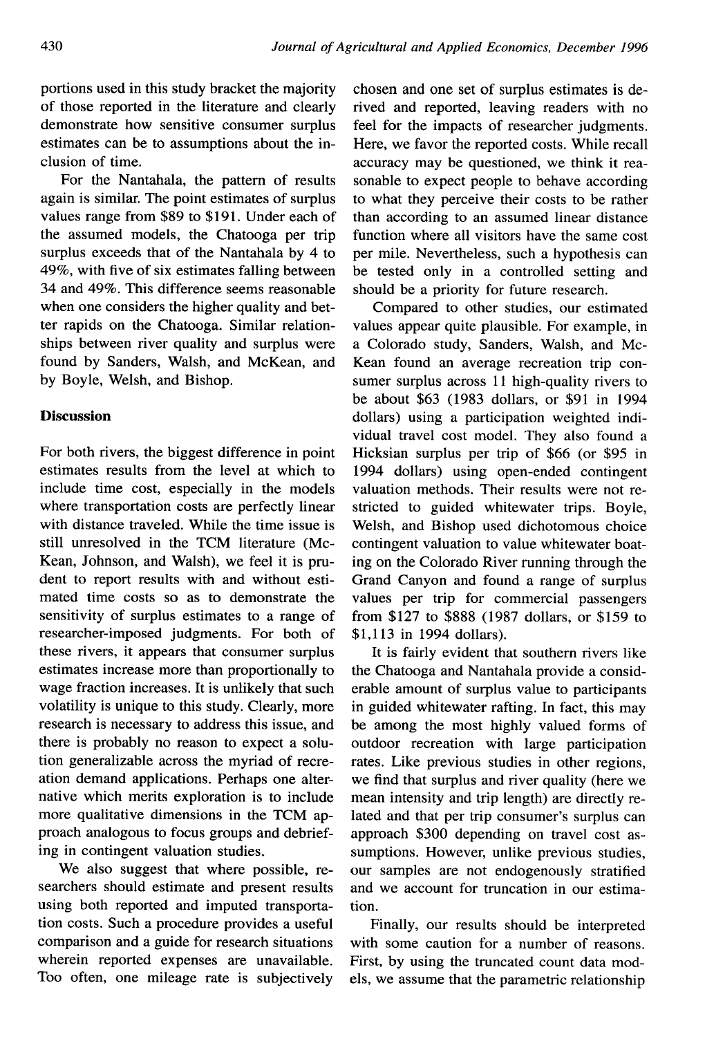portions used in this study bracket the majority of those reported in the literature and clearly demonstrate how sensitive consumer surplus estimates can be to assumptions about the inclusion of time.

For the Nantahala, the pattern of results again is similar. The point estimates of surplus values range from $89 to $191. Under each of the assumed models, the Chatooga per trip surplus exceeds that of the Nantahala by 4 to 49%, with five of six estimates falling between 34 and 49%. This difference seems reasonable when one considers the higher quality and better rapids on the Chatooga. Similar relationships between river quality and surplus were found by Sanders, Walsh, and McKean, and by Boyle, Welsh, and Bishop.

## Discussion

For both rivers, the biggest difference in point estimates results from the level at which to include time cost, especially in the models where transportation costs are perfectly linear with distance traveled. While the time issue is still unresolved in the TCM literature (McKean, Johnson, and Walsh), we feel it is prudent to report results with and without estimated time costs so as to demonstrate the sensitivity of surplus estimates to a range of researcher-imposed judgments. For both of these rivers, it appears that consumer surplus estimates increase more than proportionally to wage fraction increases. It is unlikely that such volatility is unique to this study. Clearly, more research is necessary to address this issue, and there is probably no reason to expect a solution generalizable across the myriad of recreation demand applications. Perhaps one alternative which merits exploration is to include more qualitative dimensions in the TCM approach analogous to focus groups and debriefing in contingent valuation studies.

We also suggest that where possible, researchers should estimate and present results using both reported and imputed transportation costs. Such a procedure provides a useful comparison and a guide for research situations wherein reported expenses are unavailable. Too often, one mileage rate is subjectively chosen and one set of surplus estimates is derived and reported, leaving readers with no feel for the impacts of researcher judgments. Here, we favor the reported costs. While recall accuracy may be questioned, we think it reasonable to expect people to behave according to what they perceive their costs to be rather than according to an assumed linear distance function where all visitors have the same cost per mile. Nevertheless, such a hypothesis can be tested only in a controlled setting and should be a priority for future research.

Compared to other studies, our estimated values appear quite plausible. For example, in a Colorado study, Sanders, Walsh, and McKean found an average recreation trip consumer surplus across 11 high-quality rivers to be about $63 (1983 dollars, or $91 in 1994 dollars) using a participation weighted individual travel cost model. They also found a Hicksian surplus per trip of $66 (or $95 in 1994 dollars) using open-ended contingent valuation methods. Their results were not restricted to guided whitewater trips. Boyle, Welsh, and Bishop used dichotomous choice contingent valuation to value whitewater boating on the Colorado River running through the Grand Canyon and found a range of surplus values per trip for commercial passengers from $127 to $888 (1987 dollars, or $159 to $1,113 in 1994 dollars).

It is fairly evident that southern rivers like the Chatooga and Nantahala provide a considerable amount of surplus value to participants in guided whitewater rafting. In fact, this may be among the most highly valued forms of outdoor recreation with large participation rates. Like previous studies in other regions, we find that surplus and river quality (here we mean intensity and trip length) are directly related and that per trip consumer's surplus can approach $300 depending on travel cost assumptions. However, unlike previous studies, our samples are not endogenously stratified and we account for truncation in our estimation.

Finally, our results should be interpreted with some caution for a number of reasons. First, by using the truncated count data models, we assume that the parametric relationship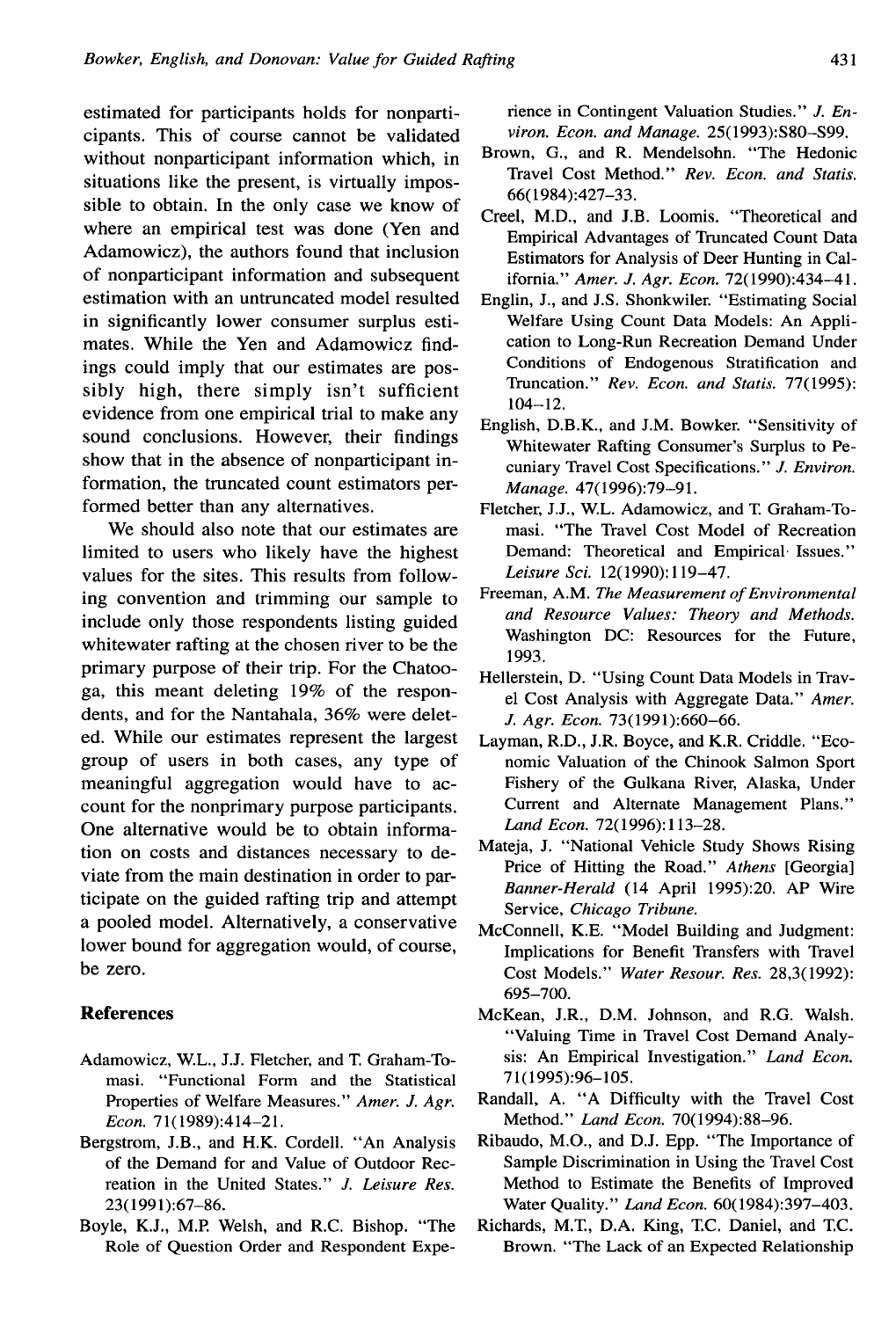estimated for participants holds for nonparticipants. This of course cannot be validated without nonparticipant information which, in situations like the present, is virtually impossible to obtain. In the only case we know of where an empirical test was done (Yen and Adamowicz), the authors found that inclusion of nonparticipant information and subsequent estimation with an untruncated model resulted in significantly lower consumer surplus estimates. While the Yen and Adamowicz findings could imply that our estimates are possibly high, there simply isn't sufficient evidence from one empirical trial to make any sound conclusions. However, their findings show that in the absence of nonparticipant information, the truncated count estimators performed better than any alternatives.

We should also note that our estimates are limited to users who likely have the highest values for the sites. This results from following convention and trimming our sample to include only those respondents listing guided whitewater rafting at the chosen river to be the primary purpose of their trip. For the Chatooga, this meant deleting 19% of the respondents, and for the Nantahala, 36% were deleted. While our estimates represent the largest group of users in both cases, any type of meaningful aggregation would have to account for the nonprimary purpose participants. One alternative would be to obtain information on costs and distances necessary to deviate from the main destination in order to participate on the guided rafting trip and attempt a pooled model. Alternatively, a conservative lower bound for aggregation would, of course, be zero.

## References

Adamowicz, W.L., J.J. Fletcher, and T. Graham-Tomasi. "Functional Form and the Statistical Properties of Welfare Measures." *Amer. J. Agr. Econ.* 71(1989):414–21.

Bergstrom, J.B., and H.K. Cordell. "An Analysis of the Demand for and Value of Outdoor Recreation in the United States." *J. Leisure Res.* 23(1991):67–86.

Boyle, K.J., M.P. Welsh, and R.C. Bishop. "The Role of Question Order and Respondent Experience in Contingent Valuation Studies." *J. Environ. Econ. and Manage.* 25(1993):S80–S99.

Brown, G., and R. Mendelsohn. "The Hedonic Travel Cost Method." *Rev. Econ. and Statis.* 66(1984):427–33.

Creel, M.D., and J.B. Loomis. "Theoretical and Empirical Advantages of Truncated Count Data Estimators for Analysis of Deer Hunting in California." *Amer. J. Agr. Econ.* 72(1990):434–41.

Englin, J., and J.S. Shonkwiler. "Estimating Social Welfare Using Count Data Models: An Application to Long-Run Recreation Demand Under Conditions of Endogenous Stratification and Truncation." *Rev. Econ. and Statis.* 77(1995): 104–12.

English, D.B.K., and J.M. Bowker. "Sensitivity of Whitewater Rafting Consumer's Surplus to Pecuniary Travel Cost Specifications." *J. Environ. Manage.* 47(1996):79–91.

Fletcher, J.J., W.L. Adamowicz, and T. Graham-Tomasi. "The Travel Cost Model of Recreation Demand: Theoretical and Empirical Issues." *Leisure Sci.* 12(1990):119–47.

Freeman, A.M. *The Measurement of Environmental and Resource Values: Theory and Methods.* Washington DC: Resources for the Future, 1993.

Hellerstein, D. "Using Count Data Models in Travel Cost Analysis with Aggregate Data." *Amer. J. Agr. Econ.* 73(1991):660–66.

Layman, R.D., J.R. Boyce, and K.R. Criddle. "Economic Valuation of the Chinook Salmon Sport Fishery of the Gulkana River, Alaska, Under Current and Alternate Management Plans." *Land Econ.* 72(1996):113–28.

Mateja, J. "National Vehicle Study Shows Rising Price of Hitting the Road." *Athens* [Georgia] *Banner-Herald* (14 April 1995):20. AP Wire Service, *Chicago Tribune.*

McConnell, K.E. "Model Building and Judgment: Implications for Benefit Transfers with Travel Cost Models." *Water Resour. Res.* 28,3(1992): 695–700.

McKean, J.R., D.M. Johnson, and R.G. Walsh. "Valuing Time in Travel Cost Demand Analysis: An Empirical Investigation." *Land Econ.* 71(1995):96–105.

Randall, A. "A Difficulty with the Travel Cost Method." *Land Econ.* 70(1994):88–96.

Ribaudo, M.O., and D.J. Epp. "The Importance of Sample Discrimination in Using the Travel Cost Method to Estimate the Benefits of Improved Water Quality." *Land Econ.* 60(1984):397–403.

Richards, M.T., D.A. King, T.C. Daniel, and T.C. Brown. "The Lack of an Expected Relationship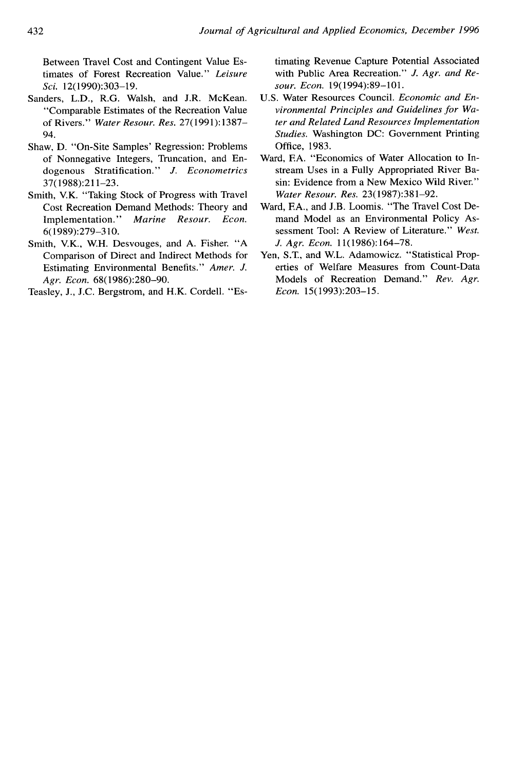Between Travel Cost and Contingent Value Estimates of Forest Recreation Value." *Leisure Sci.* 12(1990):303–19.

Sanders, L.D., R.G. Walsh, and J.R. McKean. "Comparable Estimates of the Recreation Value of Rivers." *Water Resour. Res.* 27(1991):1387–94.

Shaw, D. "On-Site Samples' Regression: Problems of Nonnegative Integers, Truncation, and Endogenous Stratification." *J. Econometrics* 37(1988):211–23.

Smith, V.K. "Taking Stock of Progress with Travel Cost Recreation Demand Methods: Theory and Implementation." *Marine Resour. Econ.* 6(1989):279–310.

Smith, V.K., W.H. Desvouges, and A. Fisher. "A Comparison of Direct and Indirect Methods for Estimating Environmental Benefits." *Amer. J. Agr. Econ.* 68(1986):280–90.

Teasley, J., J.C. Bergstrom, and H.K. Cordell. "Estimating Revenue Capture Potential Associated with Public Area Recreation." *J. Agr. and Resour. Econ.* 19(1994):89–101.

U.S. Water Resources Council. *Economic and Environmental Principles and Guidelines for Water and Related Land Resources Implementation Studies.* Washington DC: Government Printing Office, 1983.

Ward, F.A. "Economics of Water Allocation to Instream Uses in a Fully Appropriated River Basin: Evidence from a New Mexico Wild River." *Water Resour. Res.* 23(1987):381–92.

Ward, F.A., and J.B. Loomis. "The Travel Cost Demand Model as an Environmental Policy Assessment Tool: A Review of Literature." *West. J. Agr. Econ.* 11(1986):164–78.

Yen, S.T., and W.L. Adamowicz. "Statistical Properties of Welfare Measures from Count-Data Models of Recreation Demand." *Rev. Agr. Econ.* 15(1993):203–15.